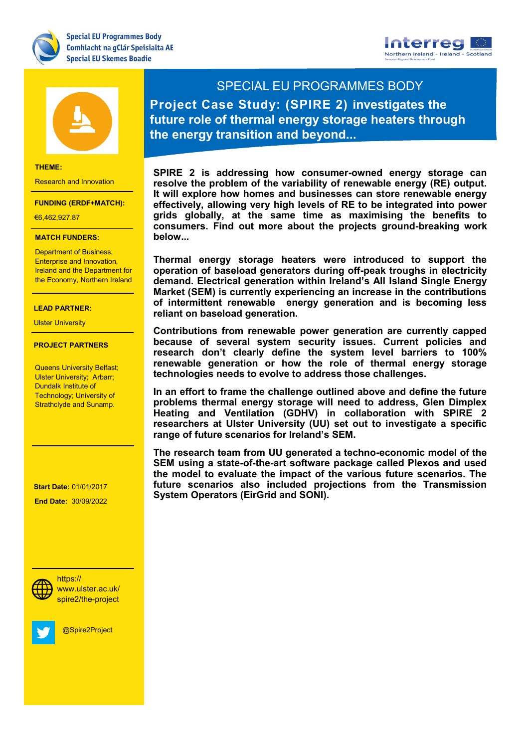Special EU Programmes Body
Comhlacht na gClár Speisialta AE
Special EU Skemes Boadie

Interreg
Northern Ireland - Ireland - Scotland
European Regional Development Fund

# SPECIAL EU PROGRAMMES BODY

## Project Case Study: (SPIRE 2) investigates the future role of thermal energy storage heaters through the energy transition and beyond...

**SPIRE 2 is addressing how consumer-owned energy storage can resolve the problem of the variability of renewable energy (RE) output. It will explore how homes and businesses can store renewable energy effectively, allowing very high levels of RE to be integrated into power grids globally, at the same time as maximising the benefits to consumers. Find out more about the projects ground-breaking work below...**

**Thermal energy storage heaters were introduced to support the operation of baseload generators during off-peak troughs in electricity demand. Electrical generation within Ireland's All Island Single Energy Market (SEM) is currently experiencing an increase in the contributions of intermittent renewable energy generation and is becoming less reliant on baseload generation.**

**Contributions from renewable power generation are currently capped because of several system security issues. Current policies and research don't clearly define the system level barriers to 100% renewable generation or how the role of thermal energy storage technologies needs to evolve to address those challenges.**

**In an effort to frame the challenge outlined above and define the future problems thermal energy storage will need to address, Glen Dimplex Heating and Ventilation (GDHV) in collaboration with SPIRE 2 researchers at Ulster University (UU) set out to investigate a specific range of future scenarios for Ireland's SEM.**

**The research team from UU generated a techno-economic model of the SEM using a state-of-the-art software package called Plexos and used the model to evaluate the impact of the various future scenarios. The future scenarios also included projections from the Transmission System Operators (EirGrid and SONI).**

**THEME:**

Research and Innovation

**FUNDING (ERDF+MATCH):**

€6,462,927.87

**MATCH FUNDERS:**

Department of Business, Enterprise and Innovation, Ireland and the Department for the Economy, Northern Ireland

**LEAD PARTNER:**

Ulster University

**PROJECT PARTNERS**

Queens University Belfast; Ulster University; Arbarr; Dundalk Institute of Technology; University of Strathclyde and Sunamp.

**Start Date:** 01/01/2017

**End Date:** 30/09/2022

https://www.ulster.ac.uk/spire2/the-project

@Spire2Project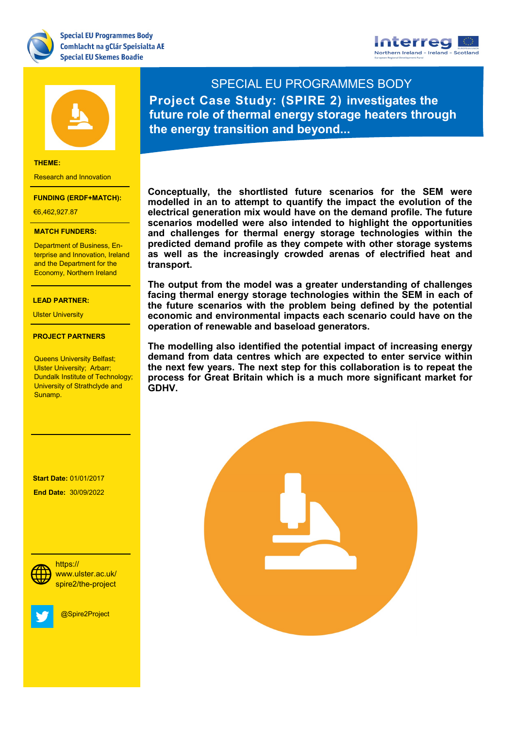Special EU Programmes Body
Comhlacht na gClár Speisialta AE
Special EU Skemes Boadie

Interreg
Northern Ireland - Ireland - Scotland
European Regional Development Fund

# SPECIAL EU PROGRAMMES BODY

## Project Case Study: (SPIRE 2) investigates the future role of thermal energy storage heaters through the energy transition and beyond...

**THEME:**

Research and Innovation

**FUNDING (ERDF+MATCH):**

€6,462,927.87

**MATCH FUNDERS:**

Department of Business, Enterprise and Innovation, Ireland and the Department for the Economy, Northern Ireland

**LEAD PARTNER:**

Ulster University

**PROJECT PARTNERS**

Queens University Belfast; Ulster University; Arbarr; Dundalk Institute of Technology; University of Strathclyde and Sunamp.

**Start Date:** 01/01/2017

**End Date:** 30/09/2022

https://www.ulster.ac.uk/spire2/the-project

@Spire2Project

**Conceptually, the shortlisted future scenarios for the SEM were modelled in an to attempt to quantify the impact the evolution of the electrical generation mix would have on the demand profile. The future scenarios modelled were also intended to highlight the opportunities and challenges for thermal energy storage technologies within the predicted demand profile as they compete with other storage systems as well as the increasingly crowded arenas of electrified heat and transport.**

**The output from the model was a greater understanding of challenges facing thermal energy storage technologies within the SEM in each of the future scenarios with the problem being defined by the potential economic and environmental impacts each scenario could have on the operation of renewable and baseload generators.**

**The modelling also identified the potential impact of increasing energy demand from data centres which are expected to enter service within the next few years. The next step for this collaboration is to repeat the process for Great Britain which is a much more significant market for GDHV.**